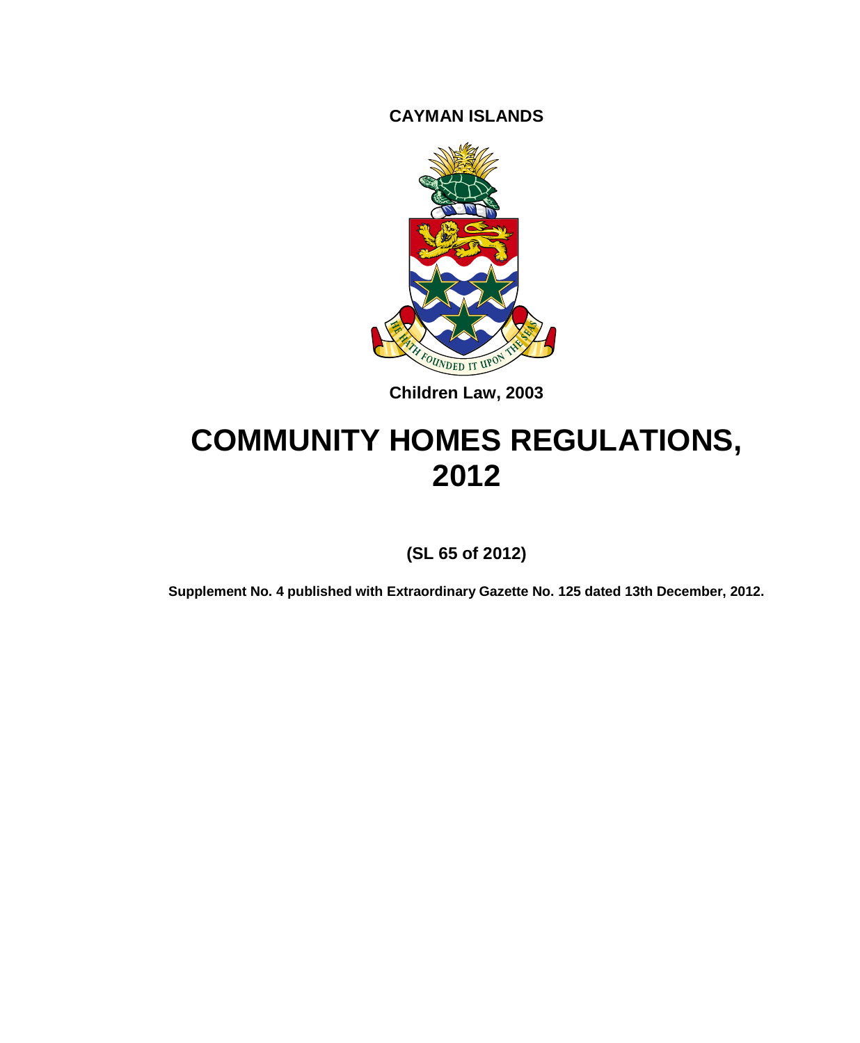**CAYMAN ISLANDS**

**Children Law, 2003**

# COMMUNITY HOMES REGULATIONS, 2012

**(SL 65 of 2012)**

**Supplement No. 4 published with Extraordinary Gazette No. 125 dated 13th December, 2012.**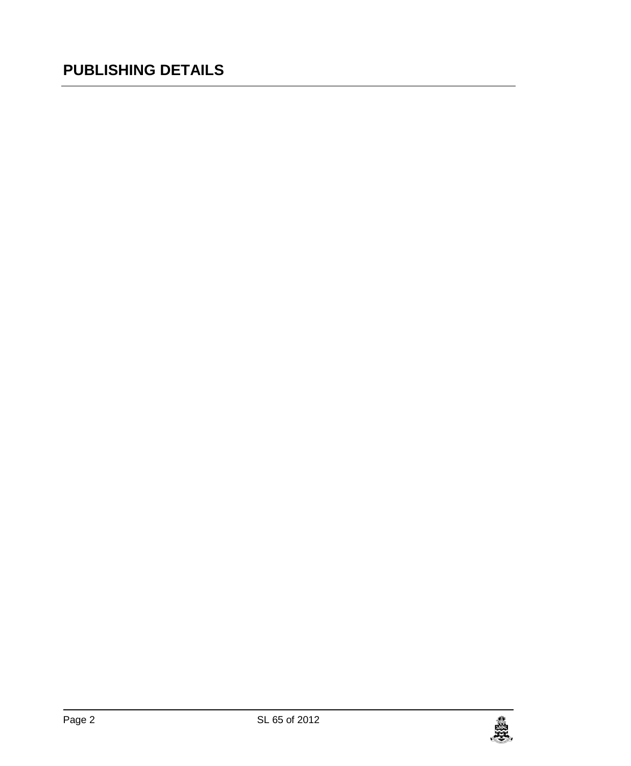# PUBLISHING DETAILS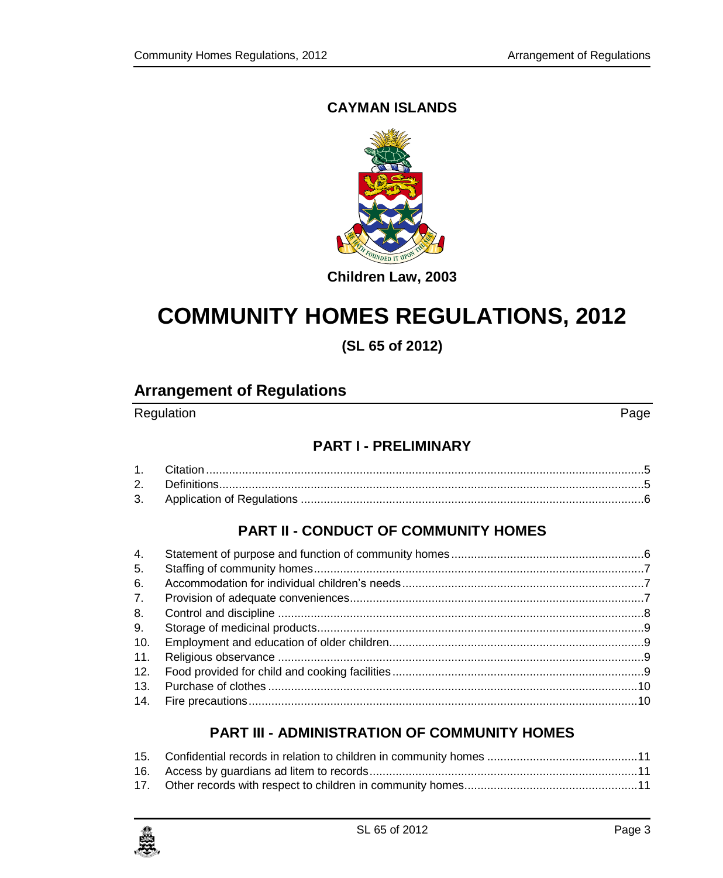**CAYMAN ISLANDS**

**Children Law, 2003**

# COMMUNITY HOMES REGULATIONS, 2012

**(SL 65 of 2012)**

## Arrangement of Regulations

| Regulation | | Page |
|---|---|---|
| | **PART I - PRELIMINARY** | |
| 1. | Citation | 5 |
| 2. | Definitions | 5 |
| 3. | Application of Regulations | 6 |
| | **PART II - CONDUCT OF COMMUNITY HOMES** | |
| 4. | Statement of purpose and function of community homes | 6 |
| 5. | Staffing of community homes | 7 |
| 6. | Accommodation for individual children's needs | 7 |
| 7. | Provision of adequate conveniences | 7 |
| 8. | Control and discipline | 8 |
| 9. | Storage of medicinal products | 9 |
| 10. | Employment and education of older children | 9 |
| 11. | Religious observance | 9 |
| 12. | Food provided for child and cooking facilities | 9 |
| 13. | Purchase of clothes | 10 |
| 14. | Fire precautions | 10 |
| | **PART III - ADMINISTRATION OF COMMUNITY HOMES** | |
| 15. | Confidential records in relation to children in community homes | 11 |
| 16. | Access by guardians ad litem to records | 11 |
| 17. | Other records with respect to children in community homes | 11 |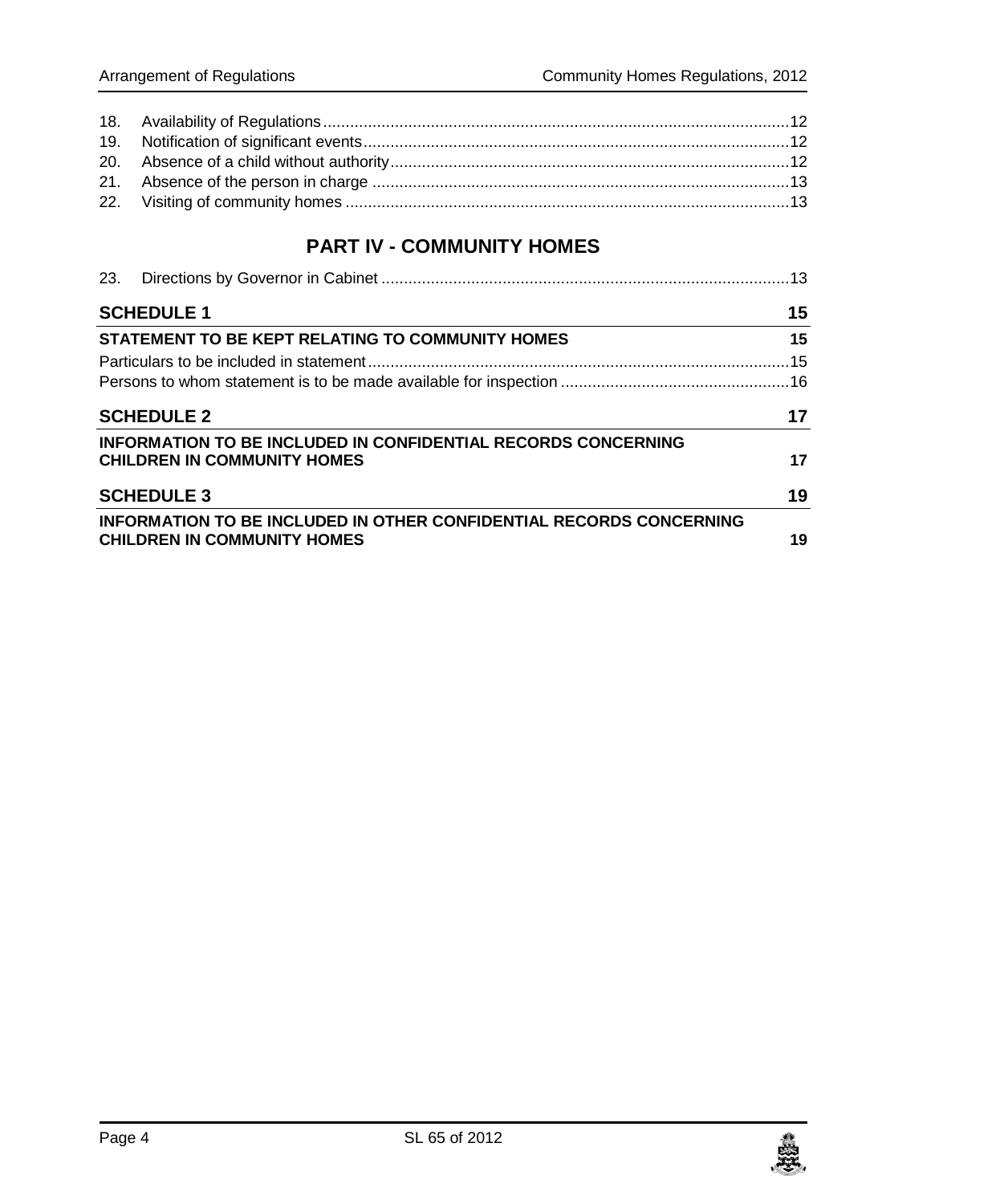18. Availability of Regulations ....................................................................................................12
19. Notification of significant events ............................................................................................12
20. Absence of a child without authority ......................................................................................12
21. Absence of the person in charge ...........................................................................................13
22. Visiting of community homes .................................................................................................13

## PART IV - COMMUNITY HOMES

23. Directions by Governor in Cabinet ..........................................................................................13

**SCHEDULE 1** 15

**STATEMENT TO BE KEPT RELATING TO COMMUNITY HOMES** 15

Particulars to be included in statement.............................................................................................15

Persons to whom statement is to be made available for inspection ..................................................16

**SCHEDULE 2** 17

**INFORMATION TO BE INCLUDED IN CONFIDENTIAL RECORDS CONCERNING CHILDREN IN COMMUNITY HOMES** 17

**SCHEDULE 3** 19

**INFORMATION TO BE INCLUDED IN OTHER CONFIDENTIAL RECORDS CONCERNING CHILDREN IN COMMUNITY HOMES** 19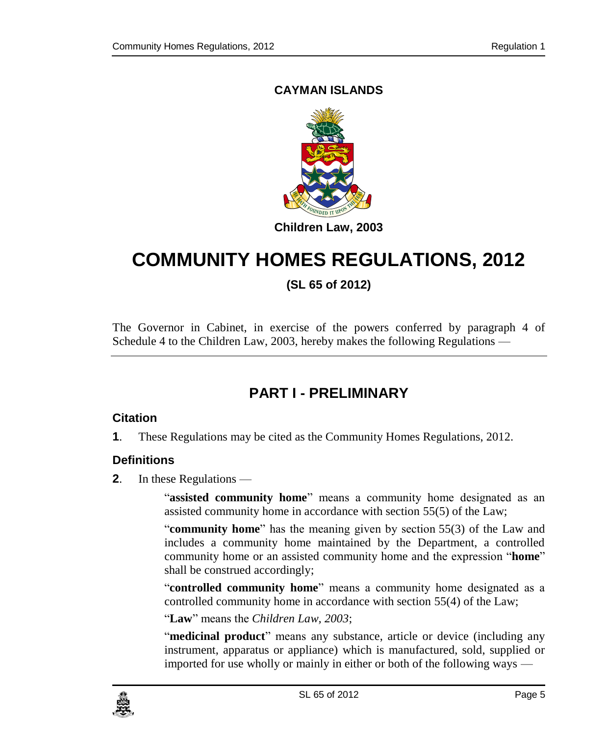**CAYMAN ISLANDS**

**Children Law, 2003**

# COMMUNITY HOMES REGULATIONS, 2012

**(SL 65 of 2012)**

The Governor in Cabinet, in exercise of the powers conferred by paragraph 4 of Schedule 4 to the Children Law, 2003, hereby makes the following Regulations —

## PART I - PRELIMINARY

### Citation

**1**. These Regulations may be cited as the Community Homes Regulations, 2012.

### Definitions

**2**. In these Regulations —

"**assisted community home**" means a community home designated as an assisted community home in accordance with section 55(5) of the Law;

"**community home**" has the meaning given by section 55(3) of the Law and includes a community home maintained by the Department, a controlled community home or an assisted community home and the expression "**home**" shall be construed accordingly;

"**controlled community home**" means a community home designated as a controlled community home in accordance with section 55(4) of the Law;

"**Law**" means the *Children Law, 2003*;

"**medicinal product**" means any substance, article or device (including any instrument, apparatus or appliance) which is manufactured, sold, supplied or imported for use wholly or mainly in either or both of the following ways —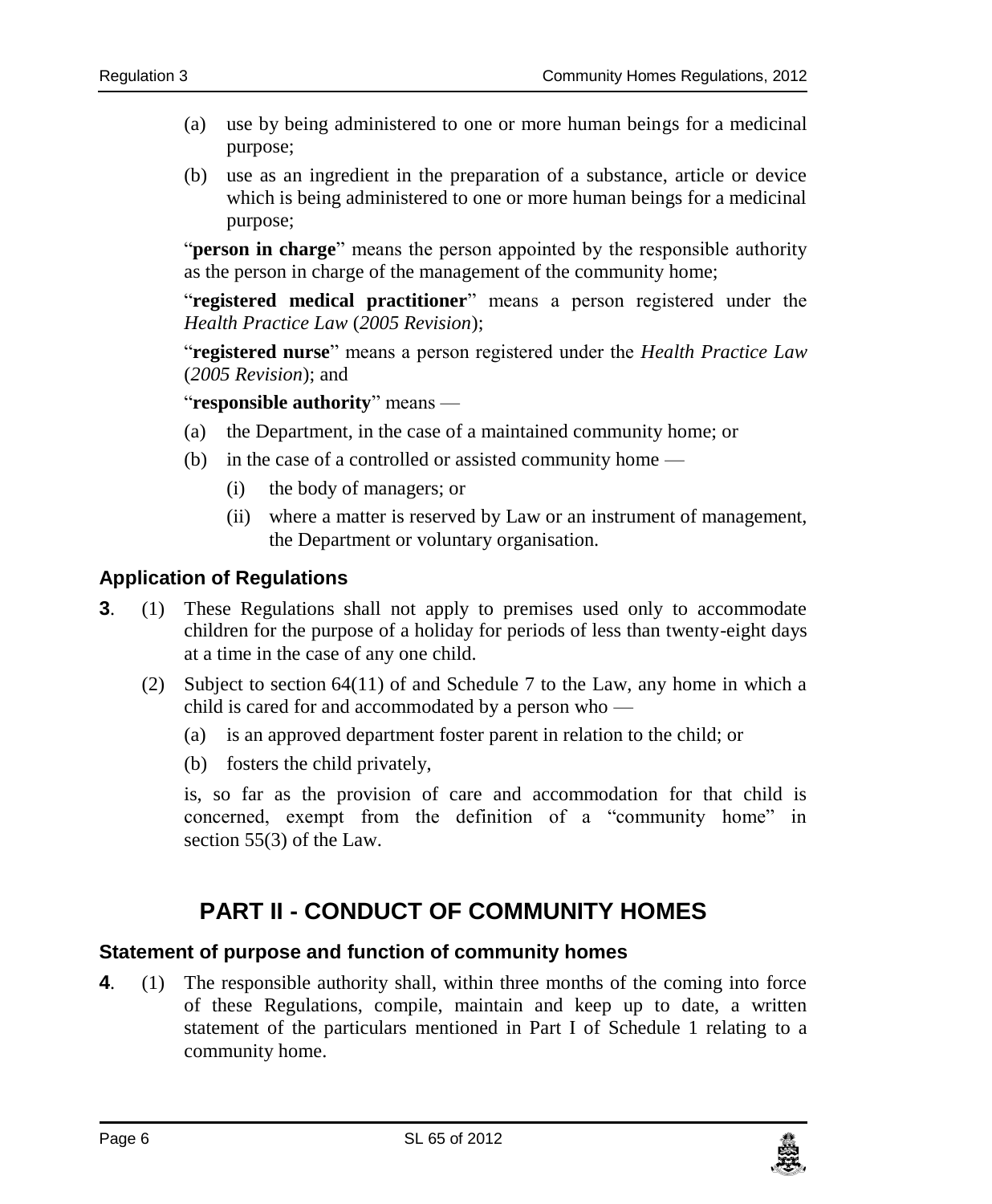(a) use by being administered to one or more human beings for a medicinal purpose;

(b) use as an ingredient in the preparation of a substance, article or device which is being administered to one or more human beings for a medicinal purpose;

"**person in charge**" means the person appointed by the responsible authority as the person in charge of the management of the community home;

"**registered medical practitioner**" means a person registered under the *Health Practice Law* (*2005 Revision*);

"**registered nurse**" means a person registered under the *Health Practice Law* (*2005 Revision*); and

"**responsible authority**" means —

(a) the Department, in the case of a maintained community home; or

(b) in the case of a controlled or assisted community home —

  (i) the body of managers; or

  (ii) where a matter is reserved by Law or an instrument of management, the Department or voluntary organisation.

### Application of Regulations

**3**. (1) These Regulations shall not apply to premises used only to accommodate children for the purpose of a holiday for periods of less than twenty-eight days at a time in the case of any one child.

(2) Subject to section 64(11) of and Schedule 7 to the Law, any home in which a child is cared for and accommodated by a person who —

(a) is an approved department foster parent in relation to the child; or

(b) fosters the child privately,

is, so far as the provision of care and accommodation for that child is concerned, exempt from the definition of a "community home" in section 55(3) of the Law.

## PART II - CONDUCT OF COMMUNITY HOMES

### Statement of purpose and function of community homes

**4**. (1) The responsible authority shall, within three months of the coming into force of these Regulations, compile, maintain and keep up to date, a written statement of the particulars mentioned in Part I of Schedule 1 relating to a community home.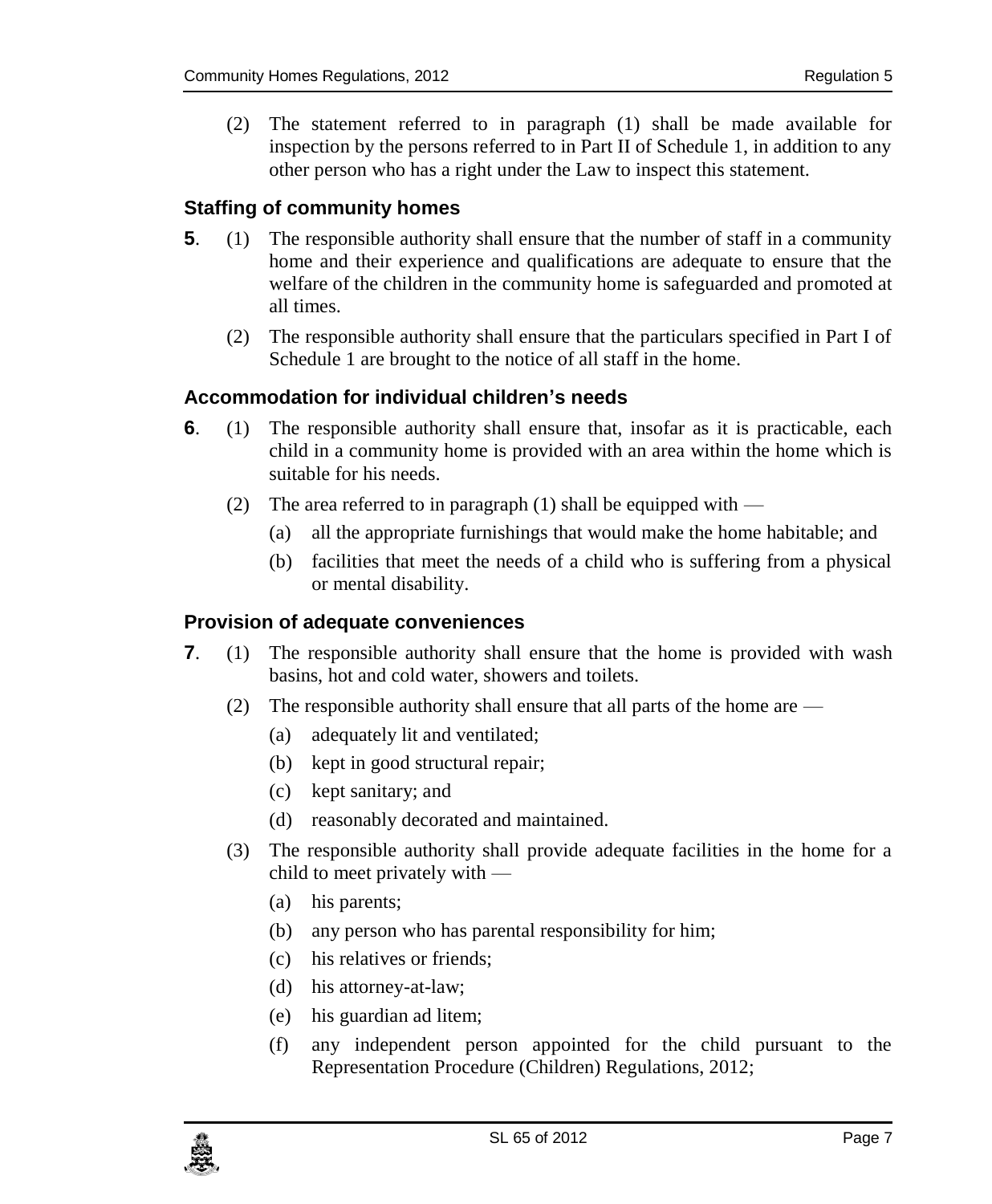(2) The statement referred to in paragraph (1) shall be made available for inspection by the persons referred to in Part II of Schedule 1, in addition to any other person who has a right under the Law to inspect this statement.

### Staffing of community homes

**5**. (1) The responsible authority shall ensure that the number of staff in a community home and their experience and qualifications are adequate to ensure that the welfare of the children in the community home is safeguarded and promoted at all times.

(2) The responsible authority shall ensure that the particulars specified in Part I of Schedule 1 are brought to the notice of all staff in the home.

### Accommodation for individual children's needs

**6**. (1) The responsible authority shall ensure that, insofar as it is practicable, each child in a community home is provided with an area within the home which is suitable for his needs.

(2) The area referred to in paragraph (1) shall be equipped with —

(a) all the appropriate furnishings that would make the home habitable; and

(b) facilities that meet the needs of a child who is suffering from a physical or mental disability.

### Provision of adequate conveniences

**7**. (1) The responsible authority shall ensure that the home is provided with wash basins, hot and cold water, showers and toilets.

(2) The responsible authority shall ensure that all parts of the home are —

(a) adequately lit and ventilated;

(b) kept in good structural repair;

(c) kept sanitary; and

(d) reasonably decorated and maintained.

(3) The responsible authority shall provide adequate facilities in the home for a child to meet privately with —

(a) his parents;

(b) any person who has parental responsibility for him;

(c) his relatives or friends;

(d) his attorney-at-law;

(e) his guardian ad litem;

(f) any independent person appointed for the child pursuant to the Representation Procedure (Children) Regulations, 2012;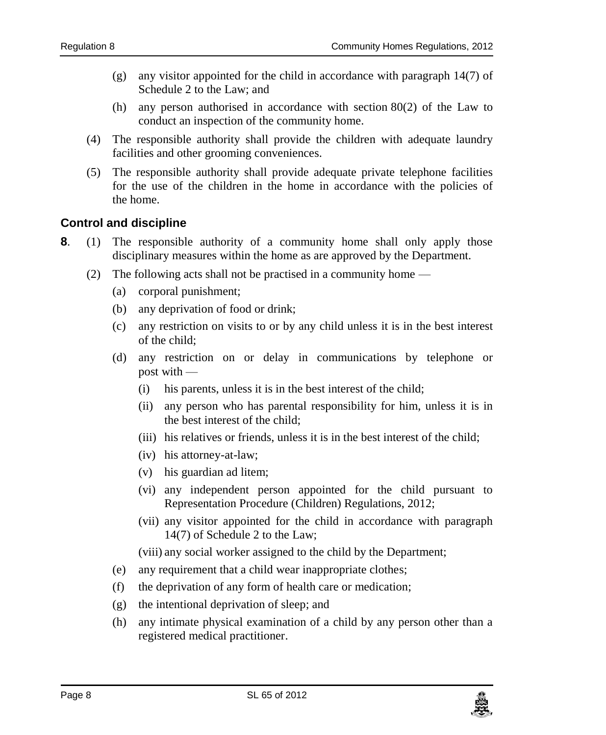(g) any visitor appointed for the child in accordance with paragraph 14(7) of Schedule 2 to the Law; and

(h) any person authorised in accordance with section 80(2) of the Law to conduct an inspection of the community home.

(4) The responsible authority shall provide the children with adequate laundry facilities and other grooming conveniences.

(5) The responsible authority shall provide adequate private telephone facilities for the use of the children in the home in accordance with the policies of the home.

### Control and discipline

**8**. (1) The responsible authority of a community home shall only apply those disciplinary measures within the home as are approved by the Department.

(2) The following acts shall not be practised in a community home —

(a) corporal punishment;

(b) any deprivation of food or drink;

(c) any restriction on visits to or by any child unless it is in the best interest of the child;

(d) any restriction on or delay in communications by telephone or post with —

(i) his parents, unless it is in the best interest of the child;

(ii) any person who has parental responsibility for him, unless it is in the best interest of the child;

(iii) his relatives or friends, unless it is in the best interest of the child;

(iv) his attorney-at-law;

(v) his guardian ad litem;

(vi) any independent person appointed for the child pursuant to Representation Procedure (Children) Regulations, 2012;

(vii) any visitor appointed for the child in accordance with paragraph 14(7) of Schedule 2 to the Law;

(viii) any social worker assigned to the child by the Department;

(e) any requirement that a child wear inappropriate clothes;

(f) the deprivation of any form of health care or medication;

(g) the intentional deprivation of sleep; and

(h) any intimate physical examination of a child by any person other than a registered medical practitioner.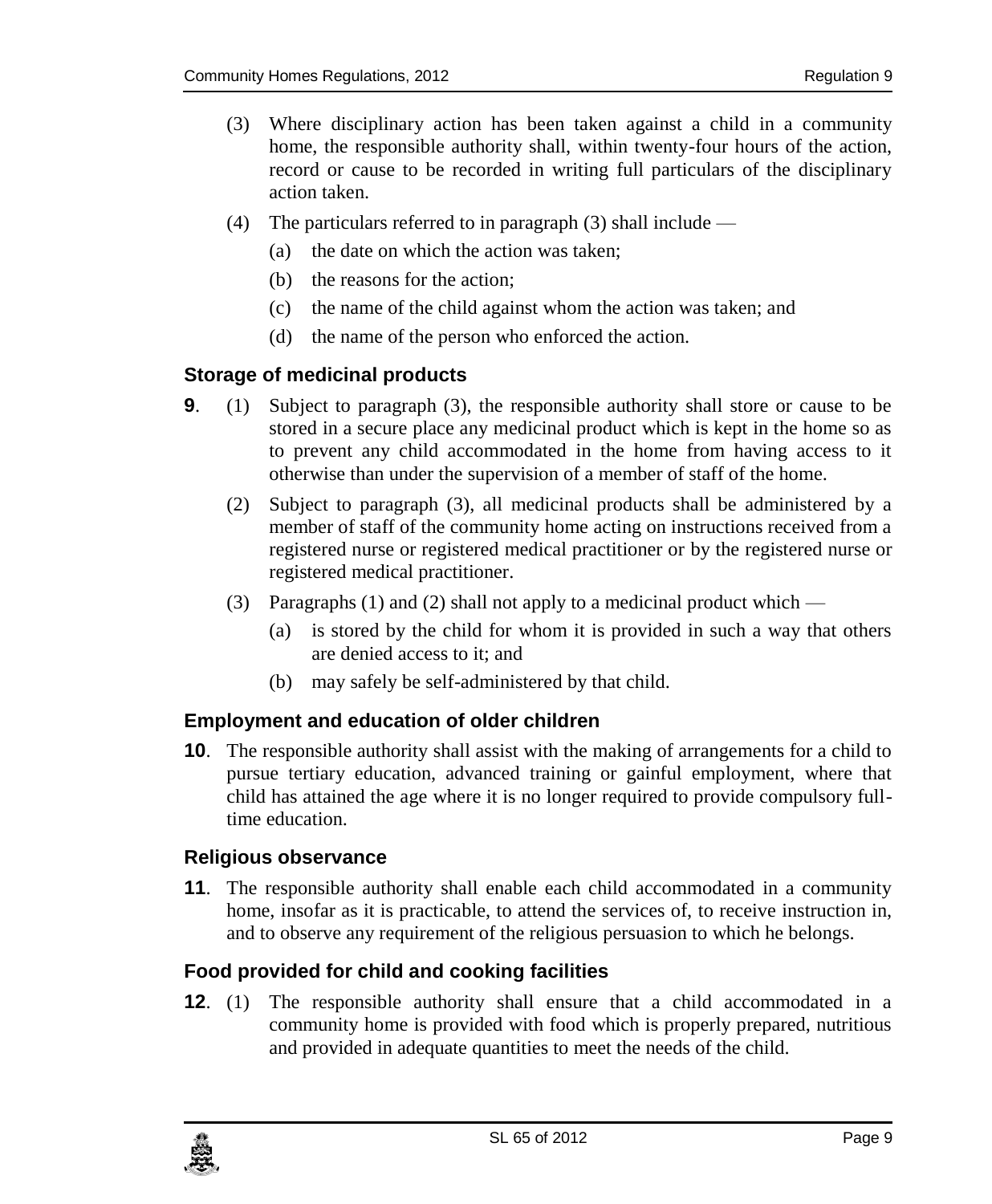(3) Where disciplinary action has been taken against a child in a community home, the responsible authority shall, within twenty-four hours of the action, record or cause to be recorded in writing full particulars of the disciplinary action taken.

(4) The particulars referred to in paragraph (3) shall include —

(a) the date on which the action was taken;

(b) the reasons for the action;

(c) the name of the child against whom the action was taken; and

(d) the name of the person who enforced the action.

### Storage of medicinal products

**9**. (1) Subject to paragraph (3), the responsible authority shall store or cause to be stored in a secure place any medicinal product which is kept in the home so as to prevent any child accommodated in the home from having access to it otherwise than under the supervision of a member of staff of the home.

(2) Subject to paragraph (3), all medicinal products shall be administered by a member of staff of the community home acting on instructions received from a registered nurse or registered medical practitioner or by the registered nurse or registered medical practitioner.

(3) Paragraphs (1) and (2) shall not apply to a medicinal product which —

(a) is stored by the child for whom it is provided in such a way that others are denied access to it; and

(b) may safely be self-administered by that child.

### Employment and education of older children

**10**. The responsible authority shall assist with the making of arrangements for a child to pursue tertiary education, advanced training or gainful employment, where that child has attained the age where it is no longer required to provide compulsory full-time education.

### Religious observance

**11**. The responsible authority shall enable each child accommodated in a community home, insofar as it is practicable, to attend the services of, to receive instruction in, and to observe any requirement of the religious persuasion to which he belongs.

### Food provided for child and cooking facilities

**12**. (1) The responsible authority shall ensure that a child accommodated in a community home is provided with food which is properly prepared, nutritious and provided in adequate quantities to meet the needs of the child.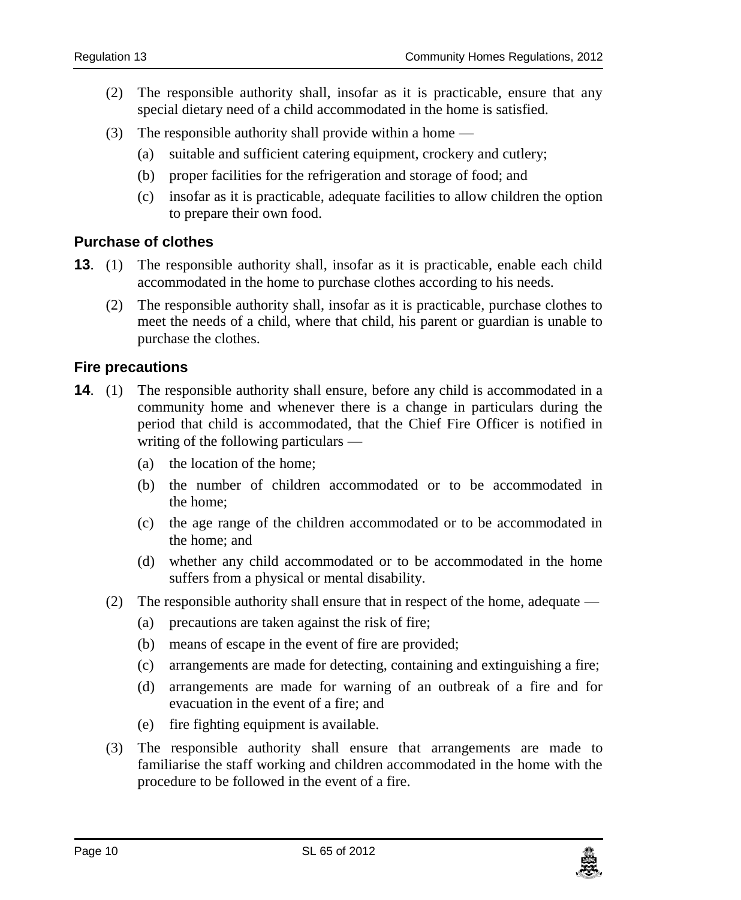(2) The responsible authority shall, insofar as it is practicable, ensure that any special dietary need of a child accommodated in the home is satisfied.

(3) The responsible authority shall provide within a home —

(a) suitable and sufficient catering equipment, crockery and cutlery;

(b) proper facilities for the refrigeration and storage of food; and

(c) insofar as it is practicable, adequate facilities to allow children the option to prepare their own food.

### Purchase of clothes

**13**. (1) The responsible authority shall, insofar as it is practicable, enable each child accommodated in the home to purchase clothes according to his needs.

(2) The responsible authority shall, insofar as it is practicable, purchase clothes to meet the needs of a child, where that child, his parent or guardian is unable to purchase the clothes.

### Fire precautions

**14**. (1) The responsible authority shall ensure, before any child is accommodated in a community home and whenever there is a change in particulars during the period that child is accommodated, that the Chief Fire Officer is notified in writing of the following particulars —

(a) the location of the home;

(b) the number of children accommodated or to be accommodated in the home;

(c) the age range of the children accommodated or to be accommodated in the home; and

(d) whether any child accommodated or to be accommodated in the home suffers from a physical or mental disability.

(2) The responsible authority shall ensure that in respect of the home, adequate —

(a) precautions are taken against the risk of fire;

(b) means of escape in the event of fire are provided;

(c) arrangements are made for detecting, containing and extinguishing a fire;

(d) arrangements are made for warning of an outbreak of a fire and for evacuation in the event of a fire; and

(e) fire fighting equipment is available.

(3) The responsible authority shall ensure that arrangements are made to familiarise the staff working and children accommodated in the home with the procedure to be followed in the event of a fire.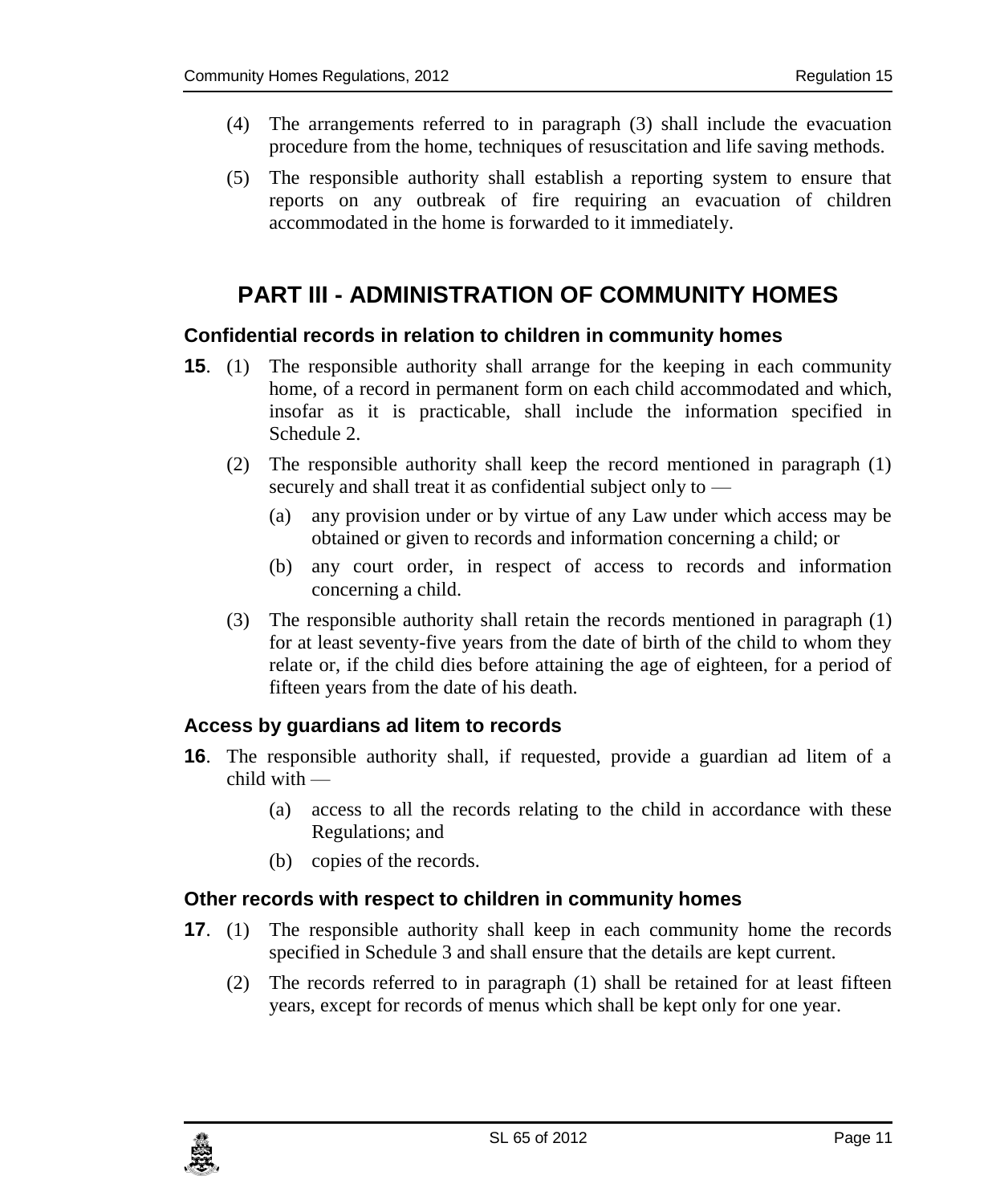(4) The arrangements referred to in paragraph (3) shall include the evacuation procedure from the home, techniques of resuscitation and life saving methods.

(5) The responsible authority shall establish a reporting system to ensure that reports on any outbreak of fire requiring an evacuation of children accommodated in the home is forwarded to it immediately.

## PART III - ADMINISTRATION OF COMMUNITY HOMES

### Confidential records in relation to children in community homes

**15**. (1) The responsible authority shall arrange for the keeping in each community home, of a record in permanent form on each child accommodated and which, insofar as it is practicable, shall include the information specified in Schedule 2.

(2) The responsible authority shall keep the record mentioned in paragraph (1) securely and shall treat it as confidential subject only to —

(a) any provision under or by virtue of any Law under which access may be obtained or given to records and information concerning a child; or

(b) any court order, in respect of access to records and information concerning a child.

(3) The responsible authority shall retain the records mentioned in paragraph (1) for at least seventy-five years from the date of birth of the child to whom they relate or, if the child dies before attaining the age of eighteen, for a period of fifteen years from the date of his death.

### Access by guardians ad litem to records

**16**. The responsible authority shall, if requested, provide a guardian ad litem of a child with —

(a) access to all the records relating to the child in accordance with these Regulations; and

(b) copies of the records.

### Other records with respect to children in community homes

**17**. (1) The responsible authority shall keep in each community home the records specified in Schedule 3 and shall ensure that the details are kept current.

(2) The records referred to in paragraph (1) shall be retained for at least fifteen years, except for records of menus which shall be kept only for one year.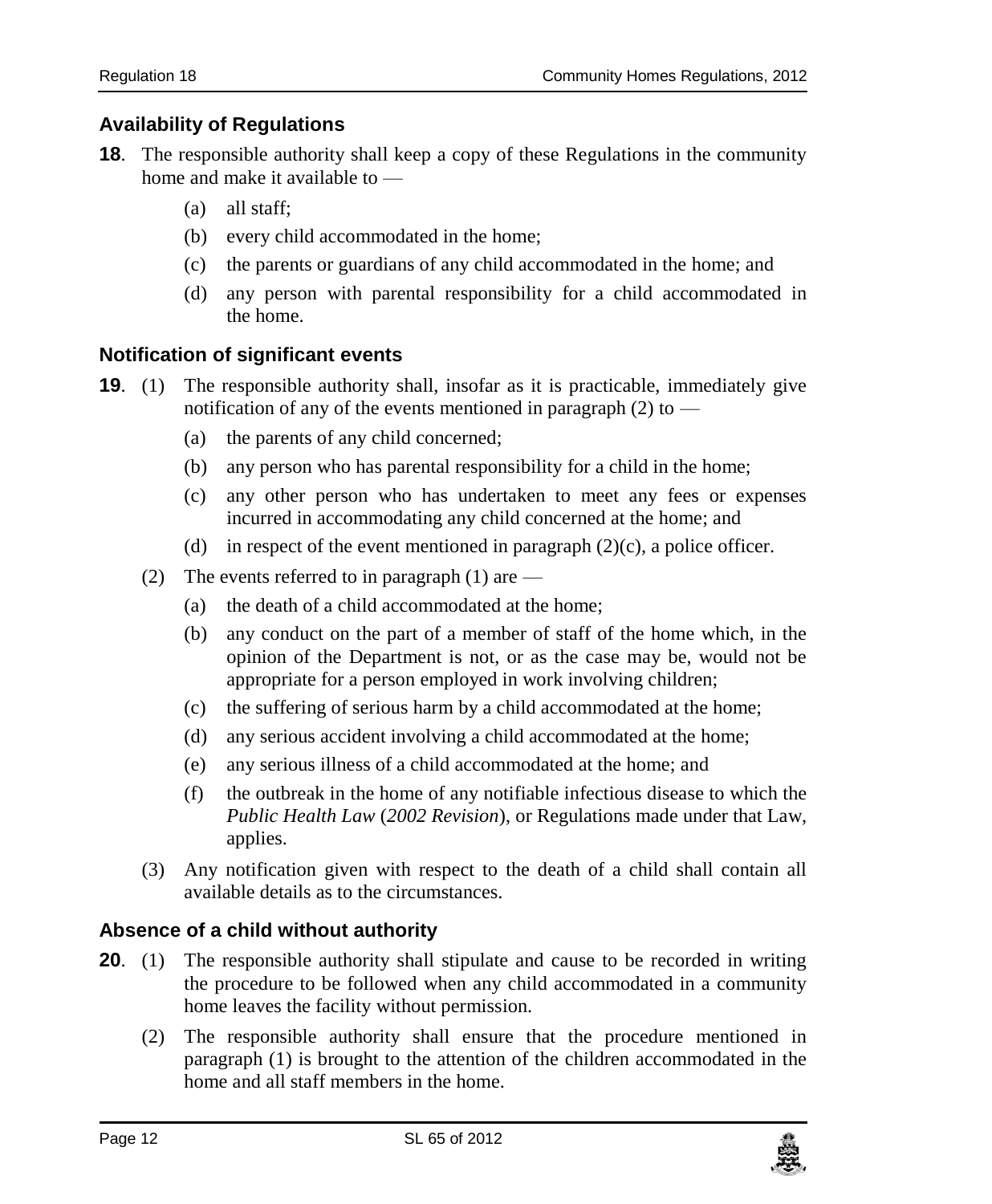### Availability of Regulations

**18**. The responsible authority shall keep a copy of these Regulations in the community home and make it available to —

(a) all staff;

(b) every child accommodated in the home;

(c) the parents or guardians of any child accommodated in the home; and

(d) any person with parental responsibility for a child accommodated in the home.

### Notification of significant events

**19**. (1) The responsible authority shall, insofar as it is practicable, immediately give notification of any of the events mentioned in paragraph (2) to —

(a) the parents of any child concerned;

(b) any person who has parental responsibility for a child in the home;

(c) any other person who has undertaken to meet any fees or expenses incurred in accommodating any child concerned at the home; and

(d) in respect of the event mentioned in paragraph (2)(c), a police officer.

(2) The events referred to in paragraph (1) are —

(a) the death of a child accommodated at the home;

(b) any conduct on the part of a member of staff of the home which, in the opinion of the Department is not, or as the case may be, would not be appropriate for a person employed in work involving children;

(c) the suffering of serious harm by a child accommodated at the home;

(d) any serious accident involving a child accommodated at the home;

(e) any serious illness of a child accommodated at the home; and

(f) the outbreak in the home of any notifiable infectious disease to which the *Public Health Law* (*2002 Revision*), or Regulations made under that Law, applies.

(3) Any notification given with respect to the death of a child shall contain all available details as to the circumstances.

### Absence of a child without authority

**20**. (1) The responsible authority shall stipulate and cause to be recorded in writing the procedure to be followed when any child accommodated in a community home leaves the facility without permission.

(2) The responsible authority shall ensure that the procedure mentioned in paragraph (1) is brought to the attention of the children accommodated in the home and all staff members in the home.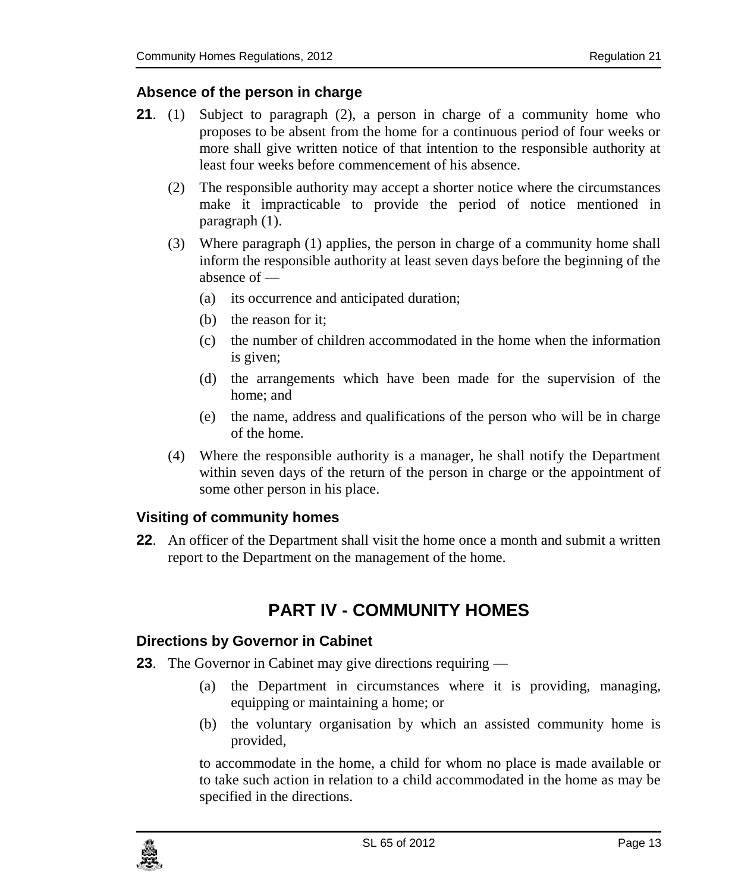### Absence of the person in charge

**21**. (1) Subject to paragraph (2), a person in charge of a community home who proposes to be absent from the home for a continuous period of four weeks or more shall give written notice of that intention to the responsible authority at least four weeks before commencement of his absence.

(2) The responsible authority may accept a shorter notice where the circumstances make it impracticable to provide the period of notice mentioned in paragraph (1).

(3) Where paragraph (1) applies, the person in charge of a community home shall inform the responsible authority at least seven days before the beginning of the absence of —

(a) its occurrence and anticipated duration;

(b) the reason for it;

(c) the number of children accommodated in the home when the information is given;

(d) the arrangements which have been made for the supervision of the home; and

(e) the name, address and qualifications of the person who will be in charge of the home.

(4) Where the responsible authority is a manager, he shall notify the Department within seven days of the return of the person in charge or the appointment of some other person in his place.

### Visiting of community homes

**22**. An officer of the Department shall visit the home once a month and submit a written report to the Department on the management of the home.

## PART IV - COMMUNITY HOMES

### Directions by Governor in Cabinet

**23**. The Governor in Cabinet may give directions requiring —

(a) the Department in circumstances where it is providing, managing, equipping or maintaining a home; or

(b) the voluntary organisation by which an assisted community home is provided,

to accommodate in the home, a child for whom no place is made available or to take such action in relation to a child accommodated in the home as may be specified in the directions.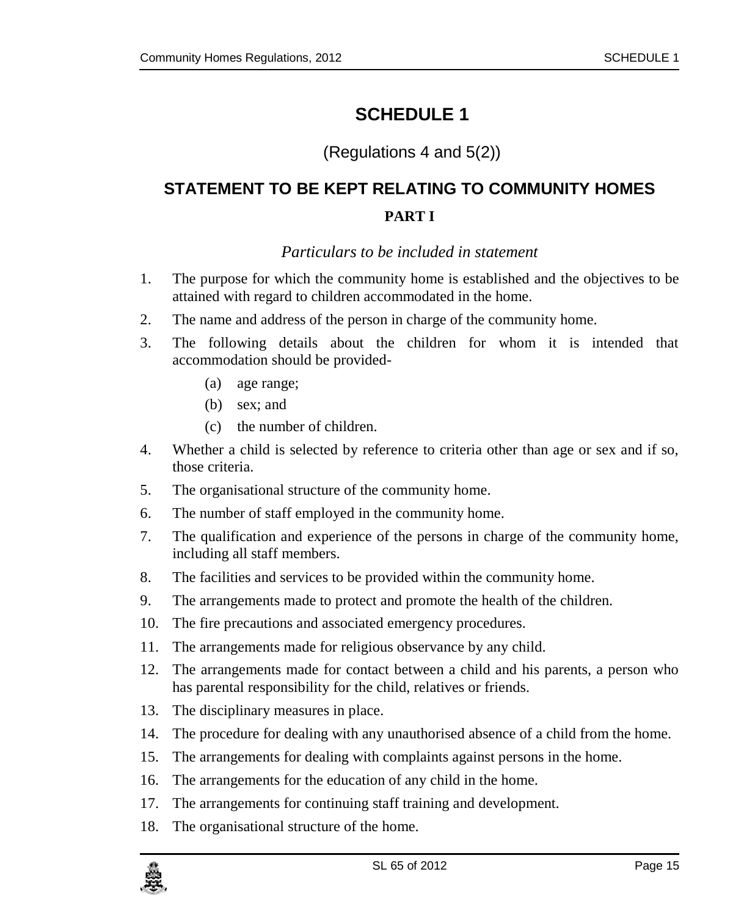# SCHEDULE 1

(Regulations 4 and 5(2))

## STATEMENT TO BE KEPT RELATING TO COMMUNITY HOMES

### PART I

*Particulars to be included in statement*

1. The purpose for which the community home is established and the objectives to be attained with regard to children accommodated in the home.
2. The name and address of the person in charge of the community home.
3. The following details about the children for whom it is intended that accommodation should be provided-
   - (a) age range;
   - (b) sex; and
   - (c) the number of children.
4. Whether a child is selected by reference to criteria other than age or sex and if so, those criteria.
5. The organisational structure of the community home.
6. The number of staff employed in the community home.
7. The qualification and experience of the persons in charge of the community home, including all staff members.
8. The facilities and services to be provided within the community home.
9. The arrangements made to protect and promote the health of the children.
10. The fire precautions and associated emergency procedures.
11. The arrangements made for religious observance by any child.
12. The arrangements made for contact between a child and his parents, a person who has parental responsibility for the child, relatives or friends.
13. The disciplinary measures in place.
14. The procedure for dealing with any unauthorised absence of a child from the home.
15. The arrangements for dealing with complaints against persons in the home.
16. The arrangements for the education of any child in the home.
17. The arrangements for continuing staff training and development.
18. The organisational structure of the home.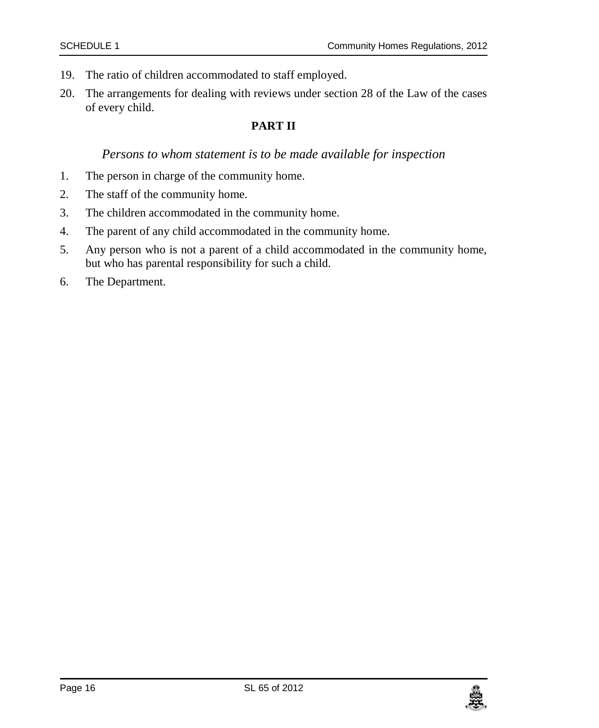19. The ratio of children accommodated to staff employed.

20. The arrangements for dealing with reviews under section 28 of the Law of the cases of every child.

**PART II**

*Persons to whom statement is to be made available for inspection*

1. The person in charge of the community home.

2. The staff of the community home.

3. The children accommodated in the community home.

4. The parent of any child accommodated in the community home.

5. Any person who is not a parent of a child accommodated in the community home, but who has parental responsibility for such a child.

6. The Department.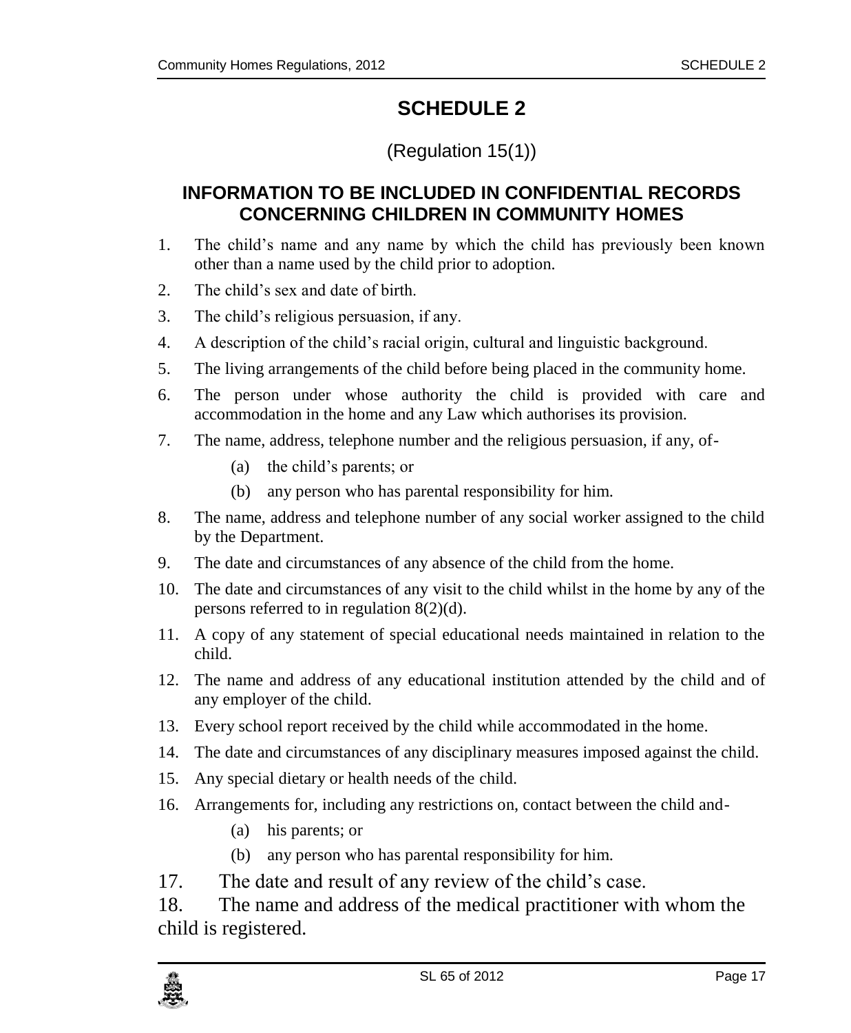# SCHEDULE 2

(Regulation 15(1))

## INFORMATION TO BE INCLUDED IN CONFIDENTIAL RECORDS CONCERNING CHILDREN IN COMMUNITY HOMES

1. The child's name and any name by which the child has previously been known other than a name used by the child prior to adoption.
2. The child's sex and date of birth.
3. The child's religious persuasion, if any.
4. A description of the child's racial origin, cultural and linguistic background.
5. The living arrangements of the child before being placed in the community home.
6. The person under whose authority the child is provided with care and accommodation in the home and any Law which authorises its provision.
7. The name, address, telephone number and the religious persuasion, if any, of-
    - (a) the child's parents; or
    - (b) any person who has parental responsibility for him.
8. The name, address and telephone number of any social worker assigned to the child by the Department.
9. The date and circumstances of any absence of the child from the home.
10. The date and circumstances of any visit to the child whilst in the home by any of the persons referred to in regulation 8(2)(d).
11. A copy of any statement of special educational needs maintained in relation to the child.
12. The name and address of any educational institution attended by the child and of any employer of the child.
13. Every school report received by the child while accommodated in the home.
14. The date and circumstances of any disciplinary measures imposed against the child.
15. Any special dietary or health needs of the child.
16. Arrangements for, including any restrictions on, contact between the child and-
    - (a) his parents; or
    - (b) any person who has parental responsibility for him.
17. The date and result of any review of the child's case.
18. The name and address of the medical practitioner with whom the child is registered.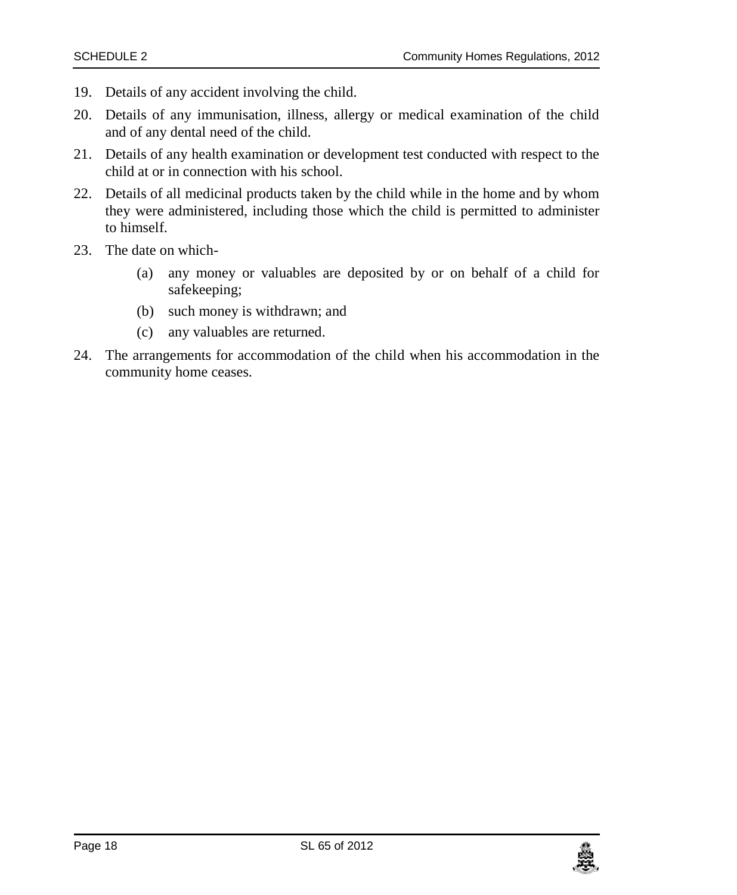19. Details of any accident involving the child.
20. Details of any immunisation, illness, allergy or medical examination of the child and of any dental need of the child.
21. Details of any health examination or development test conducted with respect to the child at or in connection with his school.
22. Details of all medicinal products taken by the child while in the home and by whom they were administered, including those which the child is permitted to administer to himself.
23. The date on which-
    - (a) any money or valuables are deposited by or on behalf of a child for safekeeping;
    - (b) such money is withdrawn; and
    - (c) any valuables are returned.
24. The arrangements for accommodation of the child when his accommodation in the community home ceases.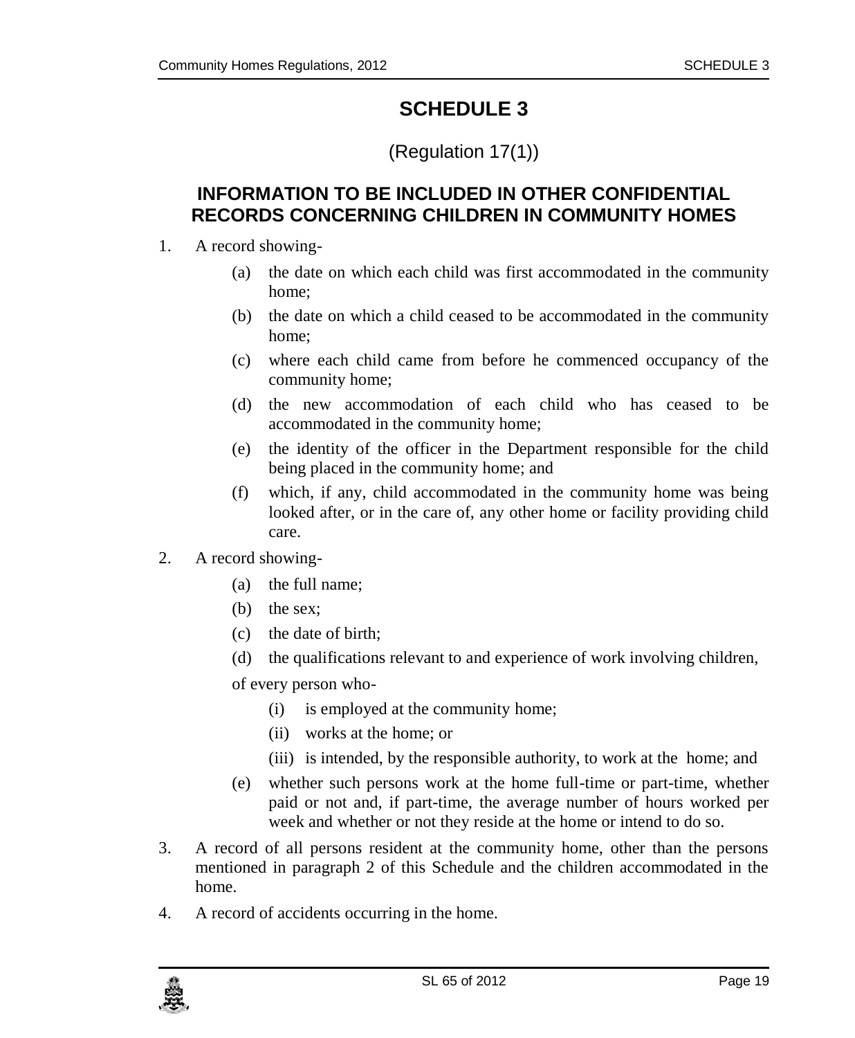# SCHEDULE 3

(Regulation 17(1))

## INFORMATION TO BE INCLUDED IN OTHER CONFIDENTIAL RECORDS CONCERNING CHILDREN IN COMMUNITY HOMES

1. A record showing-
   - (a) the date on which each child was first accommodated in the community home;
   - (b) the date on which a child ceased to be accommodated in the community home;
   - (c) where each child came from before he commenced occupancy of the community home;
   - (d) the new accommodation of each child who has ceased to be accommodated in the community home;
   - (e) the identity of the officer in the Department responsible for the child being placed in the community home; and
   - (f) which, if any, child accommodated in the community home was being looked after, or in the care of, any other home or facility providing child care.
2. A record showing-
   - (a) the full name;
   - (b) the sex;
   - (c) the date of birth;
   - (d) the qualifications relevant to and experience of work involving children,

   of every person who-
   - (i) is employed at the community home;
   - (ii) works at the home; or
   - (iii) is intended, by the responsible authority, to work at the home; and

   - (e) whether such persons work at the home full-time or part-time, whether paid or not and, if part-time, the average number of hours worked per week and whether or not they reside at the home or intend to do so.
3. A record of all persons resident at the community home, other than the persons mentioned in paragraph 2 of this Schedule and the children accommodated in the home.
4. A record of accidents occurring in the home.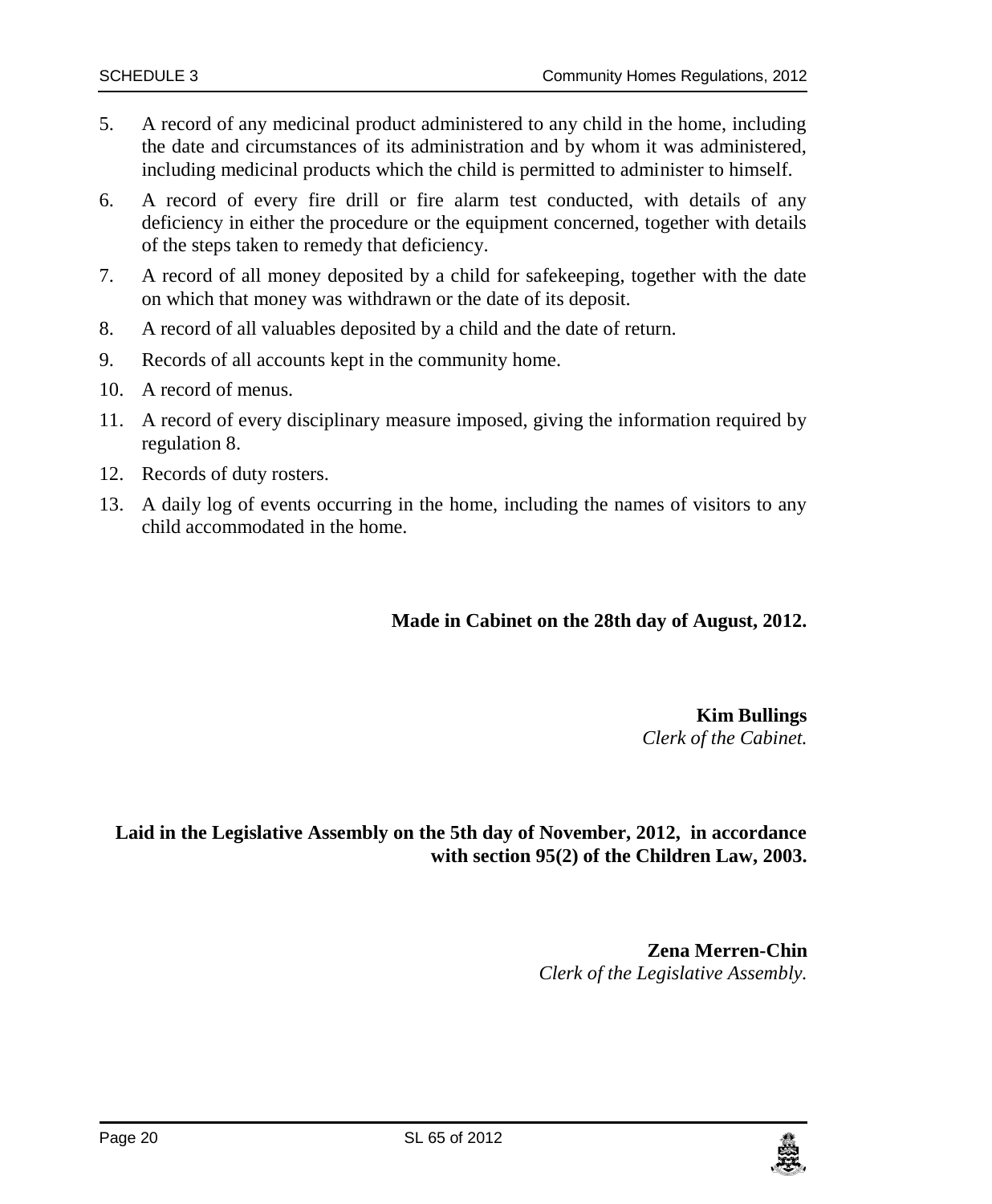5. A record of any medicinal product administered to any child in the home, including the date and circumstances of its administration and by whom it was administered, including medicinal products which the child is permitted to administer to himself.
6. A record of every fire drill or fire alarm test conducted, with details of any deficiency in either the procedure or the equipment concerned, together with details of the steps taken to remedy that deficiency.
7. A record of all money deposited by a child for safekeeping, together with the date on which that money was withdrawn or the date of its deposit.
8. A record of all valuables deposited by a child and the date of return.
9. Records of all accounts kept in the community home.
10. A record of menus.
11. A record of every disciplinary measure imposed, giving the information required by regulation 8.
12. Records of duty rosters.
13. A daily log of events occurring in the home, including the names of visitors to any child accommodated in the home.

**Made in Cabinet on the 28th day of August, 2012.**

**Kim Bullings**
*Clerk of the Cabinet.*

**Laid in the Legislative Assembly on the 5th day of November, 2012, in accordance with section 95(2) of the Children Law, 2003.**

**Zena Merren-Chin**
*Clerk of the Legislative Assembly.*